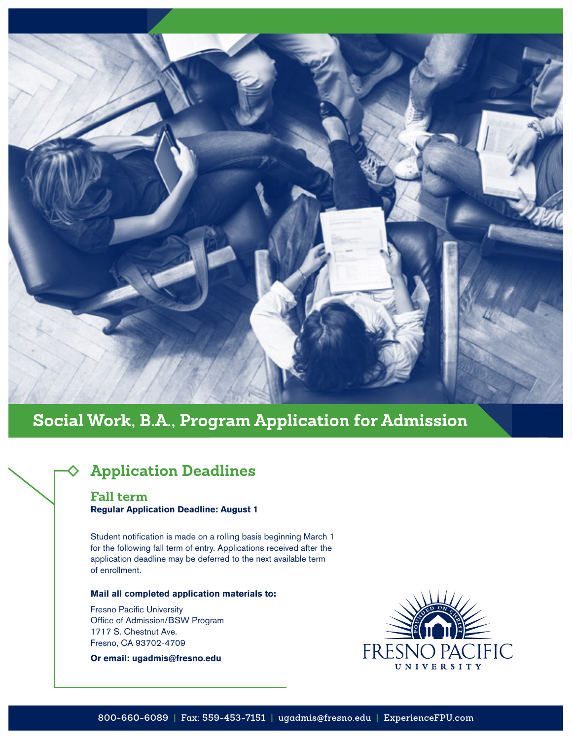# Social Work, B.A., Program Application for Admission

## Application Deadlines

### Fall term

**Regular Application Deadline: August 1**

Student notification is made on a rolling basis beginning March 1 for the following fall term of entry. Applications received after the application deadline may be deferred to the next available term of enrollment.

**Mail all completed application materials to:**

Fresno Pacific University
Office of Admission/BSW Program
1717 S. Chestnut Ave.
Fresno, CA 93702-4709

**Or email: ugadmis@fresno.edu**

800-660-6089 | Fax: 559-453-7151 | ugadmis@fresno.edu | ExperienceFPU.com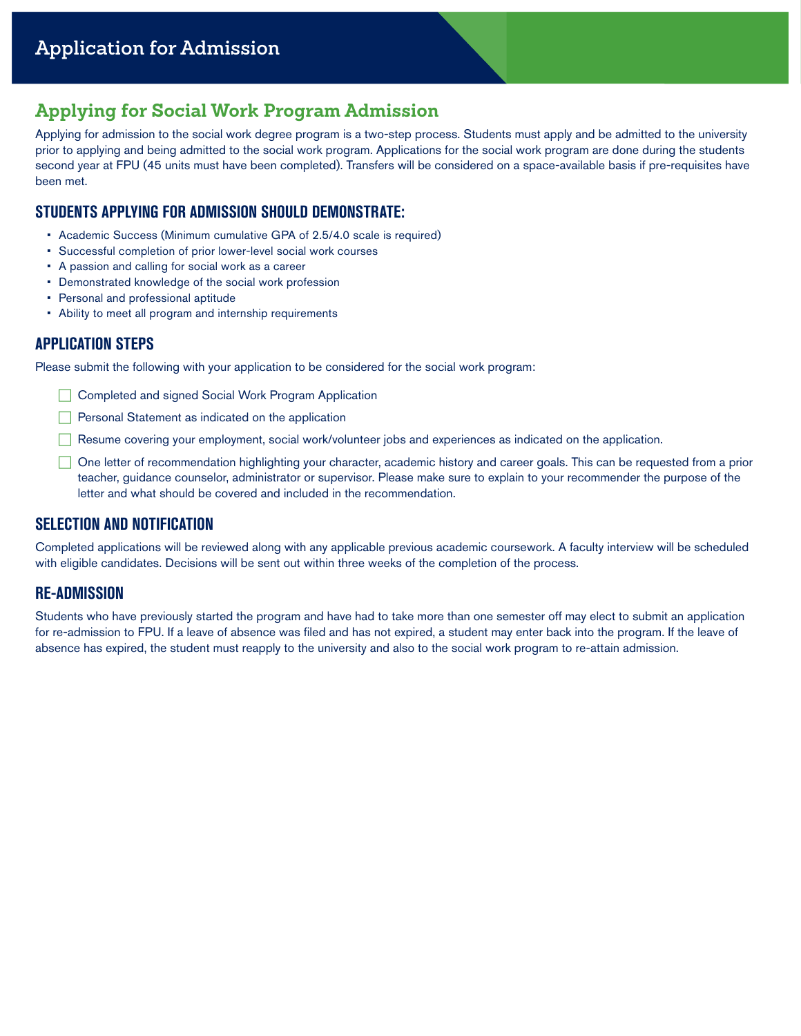# Application for Admission

## Applying for Social Work Program Admission

Applying for admission to the social work degree program is a two-step process. Students must apply and be admitted to the university prior to applying and being admitted to the social work program. Applications for the social work program are done during the students second year at FPU (45 units must have been completed). Transfers will be considered on a space-available basis if pre-requisites have been met.

### STUDENTS APPLYING FOR ADMISSION SHOULD DEMONSTRATE:

- Academic Success (Minimum cumulative GPA of 2.5/4.0 scale is required)
- Successful completion of prior lower-level social work courses
- A passion and calling for social work as a career
- Demonstrated knowledge of the social work profession
- Personal and professional aptitude
- Ability to meet all program and internship requirements

### APPLICATION STEPS

Please submit the following with your application to be considered for the social work program:

- [ ] Completed and signed Social Work Program Application
- [ ] Personal Statement as indicated on the application
- [ ] Resume covering your employment, social work/volunteer jobs and experiences as indicated on the application.
- [ ] One letter of recommendation highlighting your character, academic history and career goals. This can be requested from a prior teacher, guidance counselor, administrator or supervisor. Please make sure to explain to your recommender the purpose of the letter and what should be covered and included in the recommendation.

### SELECTION AND NOTIFICATION

Completed applications will be reviewed along with any applicable previous academic coursework. A faculty interview will be scheduled with eligible candidates. Decisions will be sent out within three weeks of the completion of the process.

### RE-ADMISSION

Students who have previously started the program and have had to take more than one semester off may elect to submit an application for re-admission to FPU. If a leave of absence was filed and has not expired, a student may enter back into the program. If the leave of absence has expired, the student must reapply to the university and also to the social work program to re-attain admission.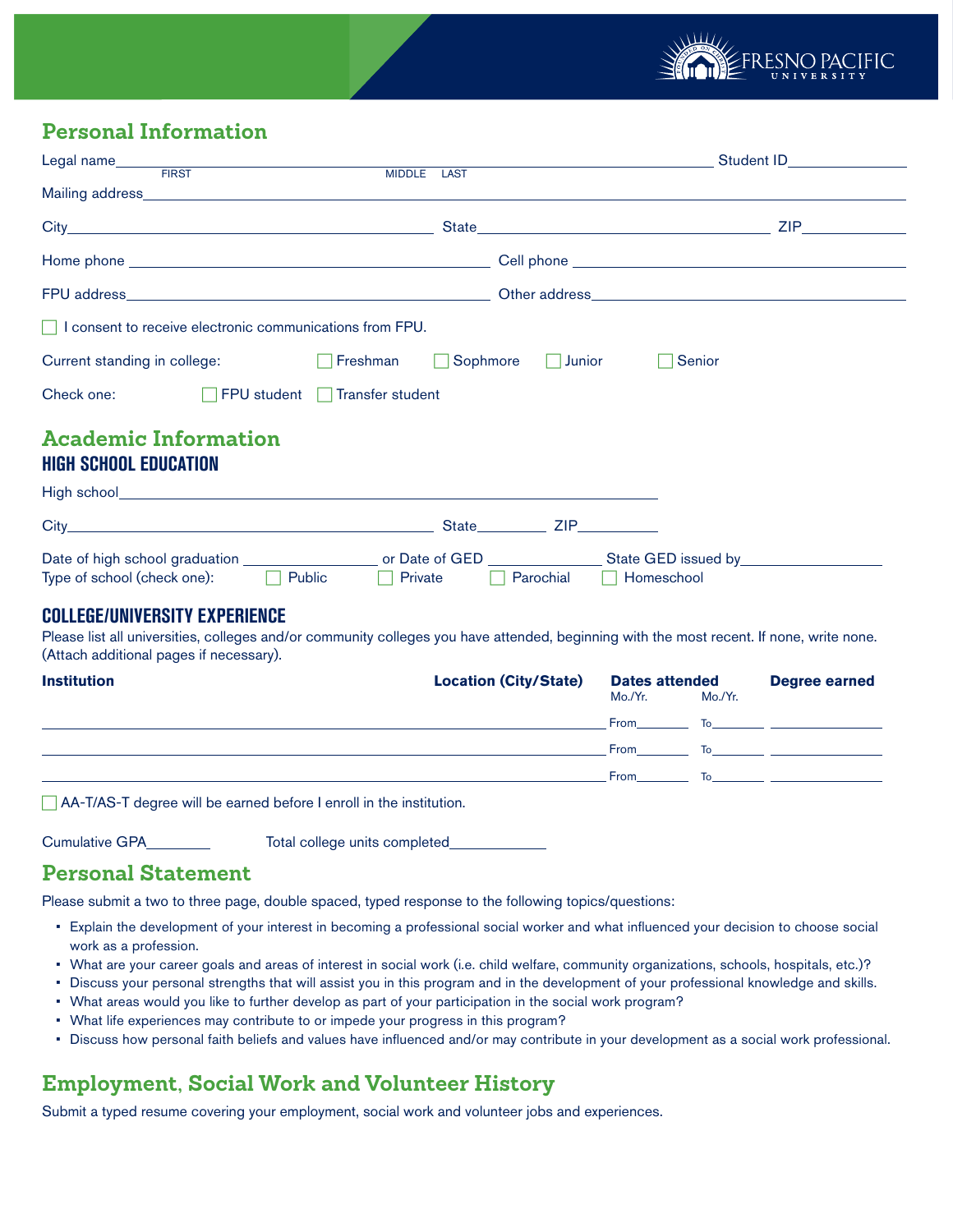## Personal Information

Legal name\_\_\_\_\_\_\_\_\_\_\_\_\_\_\_\_\_\_\_\_\_\_\_\_\_\_\_\_\_\_\_\_\_\_\_\_\_\_\_\_\_\_\_\_\_\_\_\_ Student ID\_\_\_\_\_\_\_\_\_\_\_\_\_\_\_

FIRST MIDDLE LAST

Mailing address\_\_\_\_\_\_\_\_\_\_\_\_\_\_\_\_\_\_\_\_\_\_\_\_\_\_\_\_\_\_\_\_\_\_\_\_\_\_\_\_\_\_\_\_\_\_\_\_\_\_\_\_\_\_\_\_\_\_

City\_\_\_\_\_\_\_\_\_\_\_\_\_\_\_\_\_\_\_\_\_\_\_\_\_\_\_\_\_\_ State\_\_\_\_\_\_\_\_\_\_\_\_\_\_\_\_\_\_\_\_\_\_\_\_ ZIP\_\_\_\_\_\_\_\_\_\_

Home phone \_\_\_\_\_\_\_\_\_\_\_\_\_\_\_\_\_\_\_\_\_\_\_\_\_\_\_\_ Cell phone \_\_\_\_\_\_\_\_\_\_\_\_\_\_\_\_\_\_\_\_\_\_\_\_\_\_\_\_

FPU address\_\_\_\_\_\_\_\_\_\_\_\_\_\_\_\_\_\_\_\_\_\_\_\_\_\_\_\_ Other address\_\_\_\_\_\_\_\_\_\_\_\_\_\_\_\_\_\_\_\_\_\_\_\_\_\_\_\_

☐ I consent to receive electronic communications from FPU.

Current standing in college: ☐ Freshman ☐ Sophmore ☐ Junior ☐ Senior

Check one: ☐ FPU student ☐ Transfer student

## Academic Information

### HIGH SCHOOL EDUCATION

High school\_\_\_\_\_\_\_\_\_\_\_\_\_\_\_\_\_\_\_\_\_\_\_\_\_\_\_\_\_\_\_\_\_\_\_\_\_\_\_\_\_\_\_\_\_\_\_\_

City\_\_\_\_\_\_\_\_\_\_\_\_\_\_\_\_\_\_\_\_\_\_\_\_\_\_\_\_\_\_ State\_\_\_\_\_\_\_\_ ZIP\_\_\_\_\_\_\_\_\_

Date of high school graduation \_\_\_\_\_\_\_\_\_\_\_\_\_\_\_ or Date of GED \_\_\_\_\_\_\_\_\_\_\_\_\_ State GED issued by\_\_\_\_\_\_\_\_\_\_\_\_\_\_\_\_

Type of school (check one): ☐ Public ☐ Private ☐ Parochial ☐ Homeschool

### COLLEGE/UNIVERSITY EXPERIENCE

Please list all universities, colleges and/or community colleges you have attended, beginning with the most recent. If none, write none. (Attach additional pages if necessary).

| Institution | Location (City/State) | Dates attended Mo./Yr. | Mo./Yr. | Degree earned |
|---|---|---|---|---|
| | | From\_\_\_\_\_\_\_ | To\_\_\_\_\_\_\_ | |
| | | From\_\_\_\_\_\_\_ | To\_\_\_\_\_\_\_ | |
| | | From\_\_\_\_\_\_\_ | To\_\_\_\_\_\_\_ | |

☐ AA-T/AS-T degree will be earned before I enroll in the institution.

Cumulative GPA\_\_\_\_\_\_\_\_ Total college units completed\_\_\_\_\_\_\_\_\_\_\_\_

## Personal Statement

Please submit a two to three page, double spaced, typed response to the following topics/questions:

- Explain the development of your interest in becoming a professional social worker and what influenced your decision to choose social work as a profession.
- What are your career goals and areas of interest in social work (i.e. child welfare, community organizations, schools, hospitals, etc.)?
- Discuss your personal strengths that will assist you in this program and in the development of your professional knowledge and skills.
- What areas would you like to further develop as part of your participation in the social work program?
- What life experiences may contribute to or impede your progress in this program?
- Discuss how personal faith beliefs and values have influenced and/or may contribute in your development as a social work professional.

## Employment, Social Work and Volunteer History

Submit a typed resume covering your employment, social work and volunteer jobs and experiences.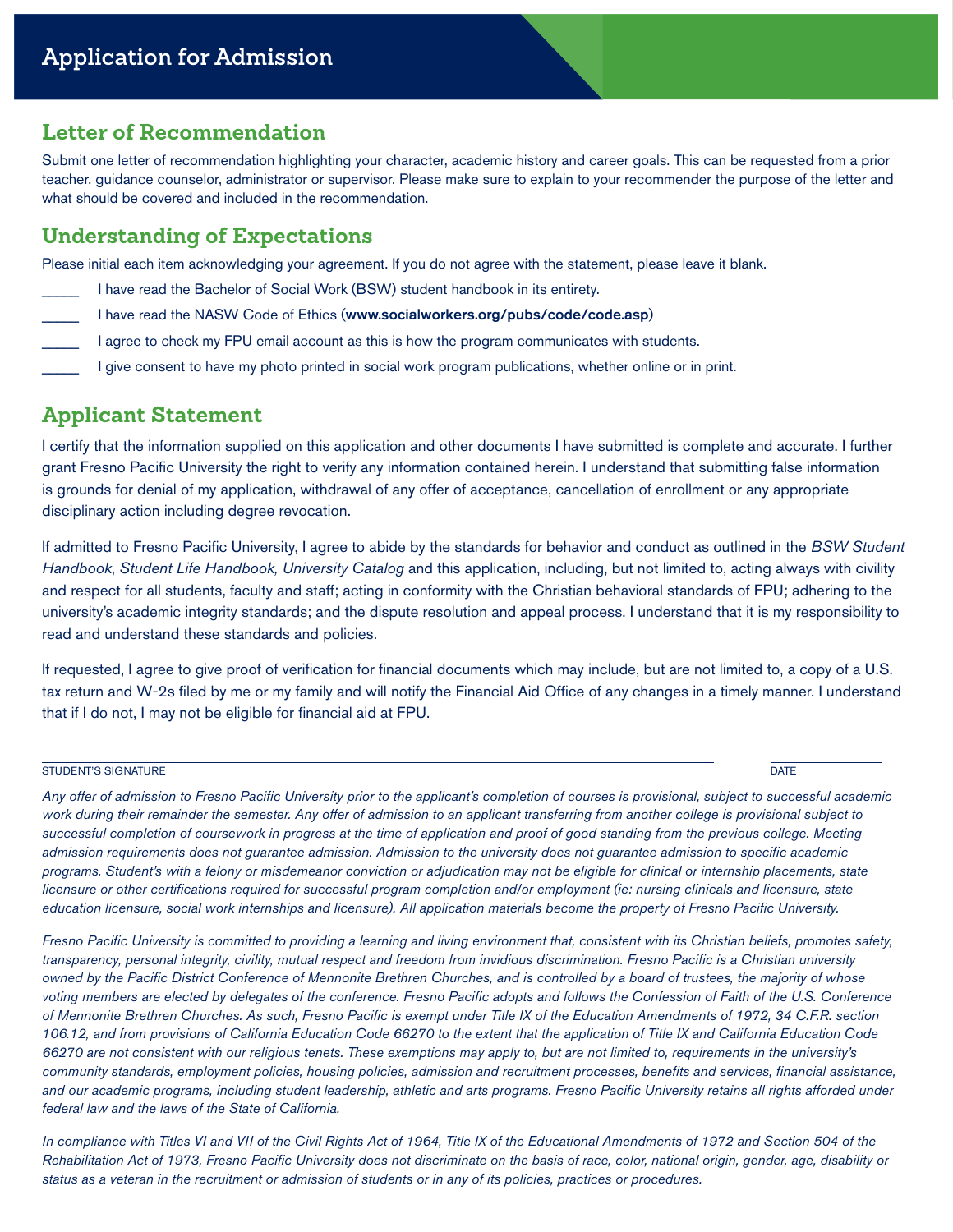# Application for Admission

## Letter of Recommendation

Submit one letter of recommendation highlighting your character, academic history and career goals. This can be requested from a prior teacher, guidance counselor, administrator or supervisor. Please make sure to explain to your recommender the purpose of the letter and what should be covered and included in the recommendation.

## Understanding of Expectations

Please initial each item acknowledging your agreement. If you do not agree with the statement, please leave it blank.

_____ I have read the Bachelor of Social Work (BSW) student handbook in its entirety.

_____ I have read the NASW Code of Ethics (**www.socialworkers.org/pubs/code/code.asp**)

_____ I agree to check my FPU email account as this is how the program communicates with students.

_____ I give consent to have my photo printed in social work program publications, whether online or in print.

## Applicant Statement

I certify that the information supplied on this application and other documents I have submitted is complete and accurate. I further grant Fresno Pacific University the right to verify any information contained herein. I understand that submitting false information is grounds for denial of my application, withdrawal of any offer of acceptance, cancellation of enrollment or any appropriate disciplinary action including degree revocation.

If admitted to Fresno Pacific University, I agree to abide by the standards for behavior and conduct as outlined in the *BSW Student Handbook*, *Student Life Handbook, University Catalog* and this application, including, but not limited to, acting always with civility and respect for all students, faculty and staff; acting in conformity with the Christian behavioral standards of FPU; adhering to the university's academic integrity standards; and the dispute resolution and appeal process. I understand that it is my responsibility to read and understand these standards and policies.

If requested, I agree to give proof of verification for financial documents which may include, but are not limited to, a copy of a U.S. tax return and W-2s filed by me or my family and will notify the Financial Aid Office of any changes in a timely manner. I understand that if I do not, I may not be eligible for financial aid at FPU.

STUDENT'S SIGNATURE ________________________ DATE ____________

*Any offer of admission to Fresno Pacific University prior to the applicant's completion of courses is provisional, subject to successful academic work during their remainder the semester. Any offer of admission to an applicant transferring from another college is provisional subject to successful completion of coursework in progress at the time of application and proof of good standing from the previous college. Meeting admission requirements does not guarantee admission. Admission to the university does not guarantee admission to specific academic programs. Student's with a felony or misdemeanor conviction or adjudication may not be eligible for clinical or internship placements, state licensure or other certifications required for successful program completion and/or employment (ie: nursing clinicals and licensure, state education licensure, social work internships and licensure). All application materials become the property of Fresno Pacific University.*

*Fresno Pacific University is committed to providing a learning and living environment that, consistent with its Christian beliefs, promotes safety, transparency, personal integrity, civility, mutual respect and freedom from invidious discrimination. Fresno Pacific is a Christian university owned by the Pacific District Conference of Mennonite Brethren Churches, and is controlled by a board of trustees, the majority of whose voting members are elected by delegates of the conference. Fresno Pacific adopts and follows the Confession of Faith of the U.S. Conference of Mennonite Brethren Churches. As such, Fresno Pacific is exempt under Title IX of the Education Amendments of 1972, 34 C.F.R. section 106.12, and from provisions of California Education Code 66270 to the extent that the application of Title IX and California Education Code 66270 are not consistent with our religious tenets. These exemptions may apply to, but are not limited to, requirements in the university's community standards, employment policies, housing policies, admission and recruitment processes, benefits and services, financial assistance, and our academic programs, including student leadership, athletic and arts programs. Fresno Pacific University retains all rights afforded under federal law and the laws of the State of California.*

*In compliance with Titles VI and VII of the Civil Rights Act of 1964, Title IX of the Educational Amendments of 1972 and Section 504 of the Rehabilitation Act of 1973, Fresno Pacific University does not discriminate on the basis of race, color, national origin, gender, age, disability or status as a veteran in the recruitment or admission of students or in any of its policies, practices or procedures.*